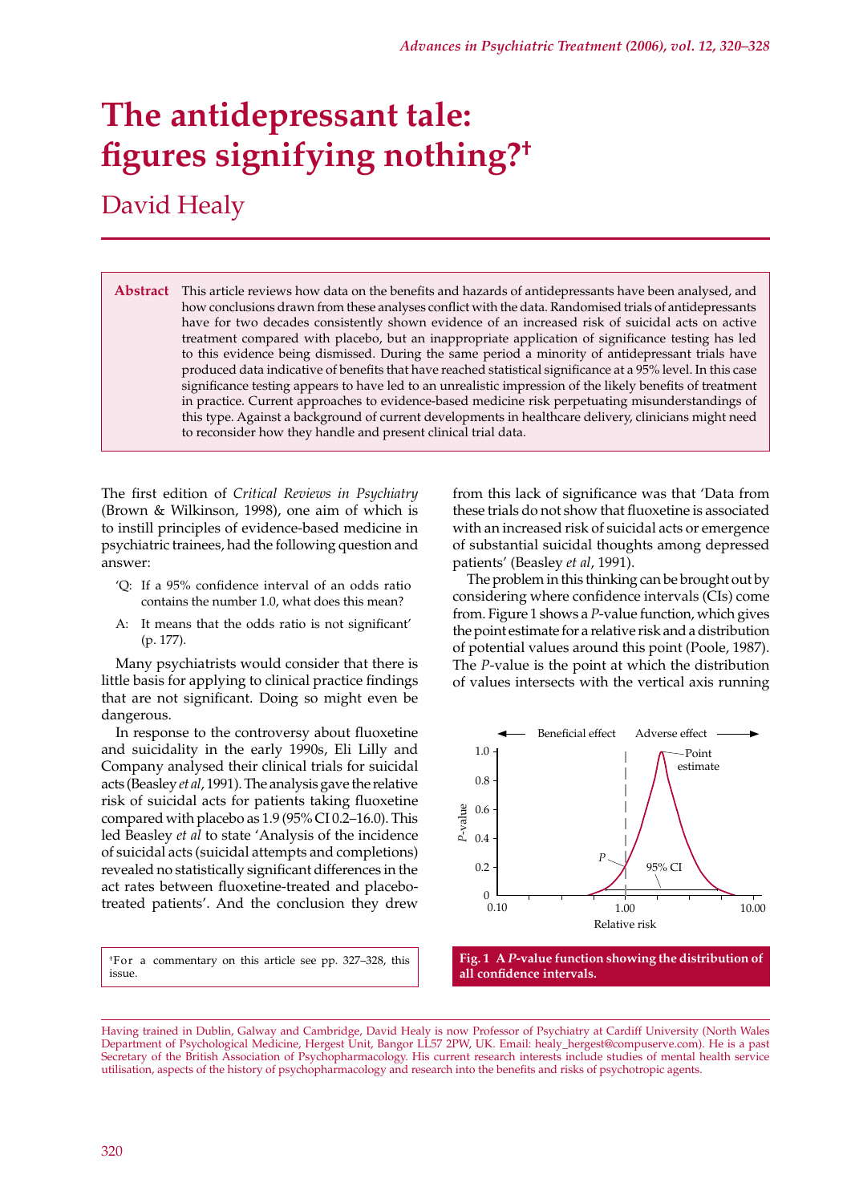# The antidepressant tale: figures signifying nothing?[†]

## David Healy

**Abstract** This article reviews how data on the benefits and hazards of antidepressants have been analysed, and how conclusions drawn from these analyses conflict with the data. Randomised trials of antidepressants have for two decades consistently shown evidence of an increased risk of suicidal acts on active treatment compared with placebo, but an inappropriate application of significance testing has led to this evidence being dismissed. During the same period a minority of antidepressant trials have produced data indicative of benefits that have reached statistical significance at a 95% level. In this case significance testing appears to have led to an unrealistic impression of the likely benefits of treatment in practice. Current approaches to evidence-based medicine risk perpetuating misunderstandings of this type. Against a background of current developments in healthcare delivery, clinicians might need to reconsider how they handle and present clinical trial data.

The first edition of *Critical Reviews in Psychiatry* (Brown & Wilkinson, 1998), one aim of which is to instill principles of evidence-based medicine in psychiatric trainees, had the following question and answer:

> 'Q: If a 95% confidence interval of an odds ratio contains the number 1.0, what does this mean?
>
> A: It means that the odds ratio is not significant' (p. 177).

Many psychiatrists would consider that there is little basis for applying to clinical practice findings that are not significant. Doing so might even be dangerous.

In response to the controversy about fluoxetine and suicidality in the early 1990s, Eli Lilly and Company analysed their clinical trials for suicidal acts (Beasley *et al*, 1991). The analysis gave the relative risk of suicidal acts for patients taking fluoxetine compared with placebo as 1.9 (95% CI 0.2–16.0). This led Beasley *et al* to state 'Analysis of the incidence of suicidal acts (suicidal attempts and completions) revealed no statistically significant differences in the act rates between fluoxetine-treated and placebo-treated patients'. And the conclusion they drew from this lack of significance was that 'Data from these trials do not show that fluoxetine is associated with an increased risk of suicidal acts or emergence of substantial suicidal thoughts among depressed patients' (Beasley *et al*, 1991).

The problem in this thinking can be brought out by considering where confidence intervals (CIs) come from. Figure 1 shows a *P*-value function, which gives the point estimate for a relative risk and a distribution of potential values around this point (Poole, 1987). The *P*-value is the point at which the distribution of values intersects with the vertical axis running

**Fig. 1 A *P*-value function showing the distribution of all confidence intervals.**

[†]For a commentary on this article see pp. 327–328, this issue.

Having trained in Dublin, Galway and Cambridge, David Healy is now Professor of Psychiatry at Cardiff University (North Wales Department of Psychological Medicine, Hergest Unit, Bangor LL57 2PW, UK. Email: healy_hergest@compuserve.com). He is a past Secretary of the British Association of Psychopharmacology. His current research interests include studies of mental health service utilisation, aspects of the history of psychopharmacology and research into the benefits and risks of psychotropic agents.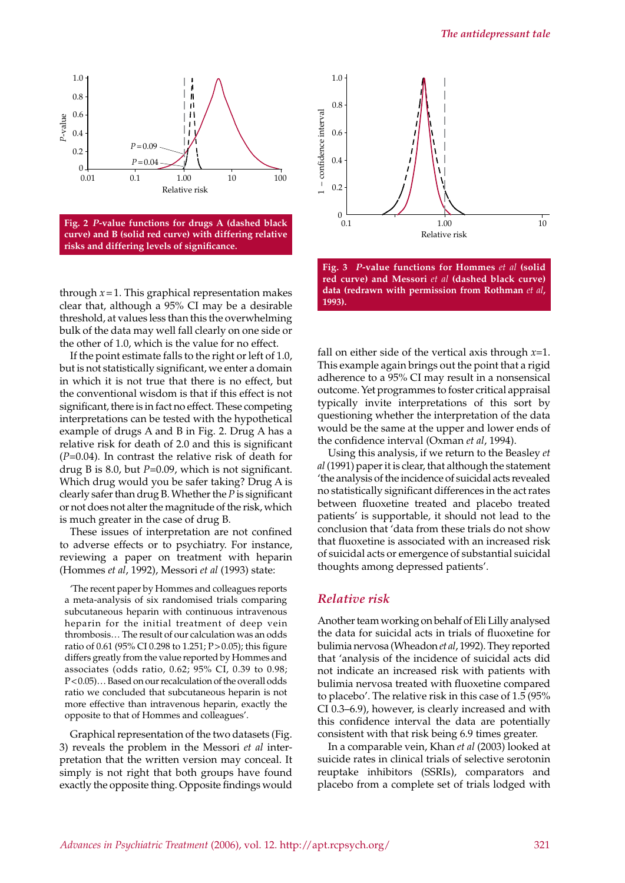Fig. 2 *P*-value functions for drugs A (dashed black curve) and B (solid red curve) with differing relative risks and differing levels of significance.

Fig. 3 *P*-value functions for Hommes *et al* (solid red curve) and Messori *et al* (dashed black curve) data (redrawn with permission from Rothman *et al*, 1993).

through $x = 1$. This graphical representation makes clear that, although a 95% CI may be a desirable threshold, at values less than this the overwhelming bulk of the data may well fall clearly on one side or the other of 1.0, which is the value for no effect.

If the point estimate falls to the right or left of 1.0, but is not statistically significant, we enter a domain in which it is not true that there is no effect, but the conventional wisdom is that if this effect is not significant, there is in fact no effect. These competing interpretations can be tested with the hypothetical example of drugs A and B in Fig. 2. Drug A has a relative risk for death of 2.0 and this is significant ($P$=0.04). In contrast the relative risk of death for drug B is 8.0, but $P$=0.09, which is not significant. Which drug would you be safer taking? Drug A is clearly safer than drug B. Whether the $P$ is significant or not does not alter the magnitude of the risk, which is much greater in the case of drug B.

These issues of interpretation are not confined to adverse effects or to psychiatry. For instance, reviewing a paper on treatment with heparin (Hommes *et al*, 1992), Messori *et al* (1993) state:

> 'The recent paper by Hommes and colleagues reports a meta-analysis of six randomised trials comparing subcutaneous heparin with continuous intravenous heparin for the initial treatment of deep vein thrombosis… The result of our calculation was an odds ratio of 0.61 (95% CI 0.298 to 1.251; P > 0.05); this figure differs greatly from the value reported by Hommes and associates (odds ratio, 0.62; 95% CI, 0.39 to 0.98; P < 0.05)… Based on our recalculation of the overall odds ratio we concluded that subcutaneous heparin is not more effective than intravenous heparin, exactly the opposite to that of Hommes and colleagues'.

Graphical representation of the two datasets (Fig. 3) reveals the problem in the Messori *et al* interpretation that the written version may conceal. It simply is not right that both groups have found exactly the opposite thing. Opposite findings would fall on either side of the vertical axis through $x$=1. This example again brings out that a rigid adherence to a 95% CI may result in a nonsensical outcome. Yet programmes to foster critical appraisal typically invite interpretations of this sort by questioning whether the interpretation of the data would be the same at the upper and lower ends of the confidence interval (Oxman *et al*, 1994).

Using this analysis, if we return to the Beasley *et al* (1991) paper it is clear, that although the statement 'the analysis of the incidence of suicidal acts revealed no statistically significant differences in the act rates between fluoxetine treated and placebo treated patients' is supportable, it should not lead to the conclusion that 'data from these trials do not show that fluoxetine is associated with an increased risk of suicidal acts or emergence of substantial suicidal thoughts among depressed patients'.

## Relative risk

Another team working on behalf of Eli Lilly analysed the data for suicidal acts in trials of fluoxetine for bulimia nervosa (Wheadon *et al*, 1992). They reported that 'analysis of the incidence of suicidal acts did not indicate an increased risk with patients with bulimia nervosa treated with fluoxetine compared to placebo'. The relative risk in this case of 1.5 (95% CI 0.3–6.9), however, is clearly increased and with this confidence interval the data are potentially consistent with that risk being 6.9 times greater.

In a comparable vein, Khan *et al* (2003) looked at suicide rates in clinical trials of selective serotonin reuptake inhibitors (SSRIs), comparators and placebo from a complete set of trials lodged with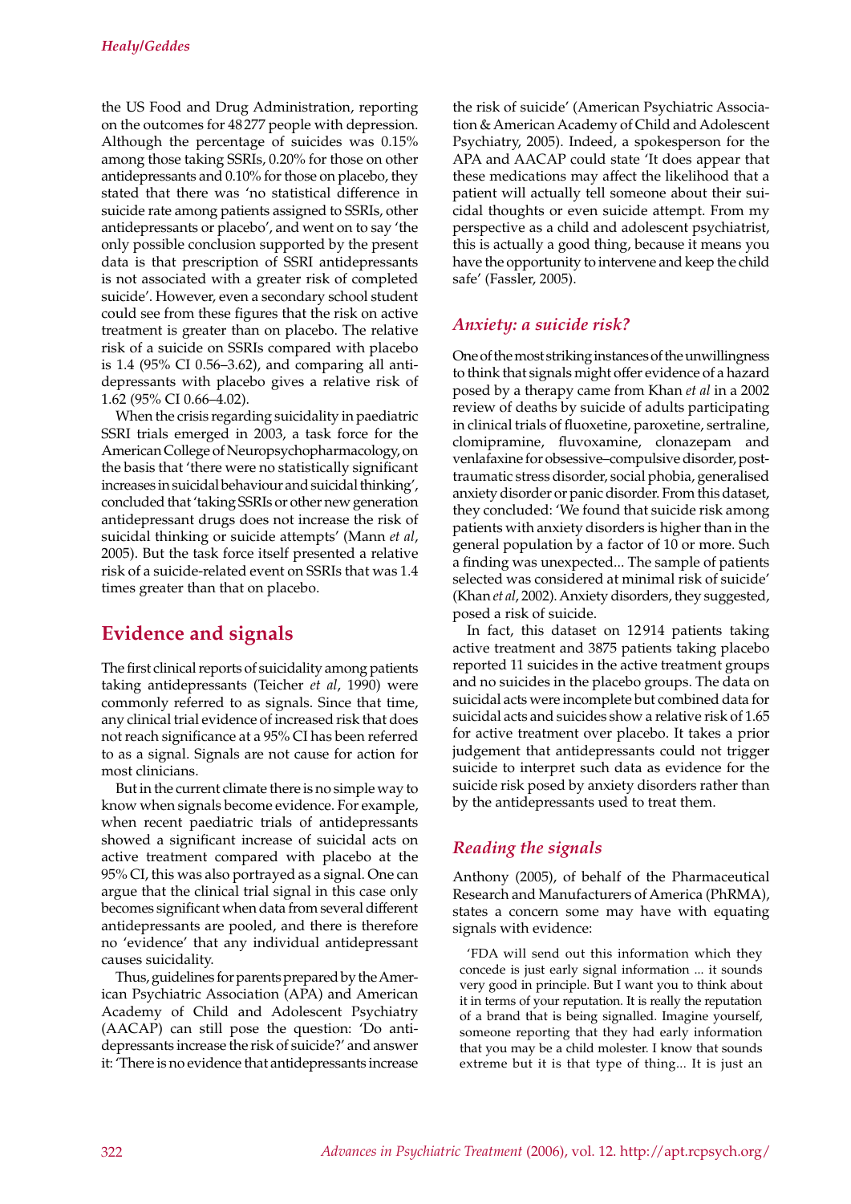the US Food and Drug Administration, reporting on the outcomes for 48 277 people with depression. Although the percentage of suicides was 0.15% among those taking SSRIs, 0.20% for those on other antidepressants and 0.10% for those on placebo, they stated that there was 'no statistical difference in suicide rate among patients assigned to SSRIs, other antidepressants or placebo', and went on to say 'the only possible conclusion supported by the present data is that prescription of SSRI antidepressants is not associated with a greater risk of completed suicide'. However, even a secondary school student could see from these figures that the risk on active treatment is greater than on placebo. The relative risk of a suicide on SSRIs compared with placebo is 1.4 (95% CI 0.56–3.62), and comparing all antidepressants with placebo gives a relative risk of 1.62 (95% CI 0.66–4.02).

When the crisis regarding suicidality in paediatric SSRI trials emerged in 2003, a task force for the American College of Neuropsychopharmacology, on the basis that 'there were no statistically significant increases in suicidal behaviour and suicidal thinking', concluded that 'taking SSRIs or other new generation antidepressant drugs does not increase the risk of suicidal thinking or suicide attempts' (Mann *et al*, 2005). But the task force itself presented a relative risk of a suicide-related event on SSRIs that was 1.4 times greater than that on placebo.

## Evidence and signals

The first clinical reports of suicidality among patients taking antidepressants (Teicher *et al*, 1990) were commonly referred to as signals. Since that time, any clinical trial evidence of increased risk that does not reach significance at a 95% CI has been referred to as a signal. Signals are not cause for action for most clinicians.

But in the current climate there is no simple way to know when signals become evidence. For example, when recent paediatric trials of antidepressants showed a significant increase of suicidal acts on active treatment compared with placebo at the 95% CI, this was also portrayed as a signal. One can argue that the clinical trial signal in this case only becomes significant when data from several different antidepressants are pooled, and there is therefore no 'evidence' that any individual antidepressant causes suicidality.

Thus, guidelines for parents prepared by the American Psychiatric Association (APA) and American Academy of Child and Adolescent Psychiatry (AACAP) can still pose the question: 'Do antidepressants increase the risk of suicide?' and answer it: 'There is no evidence that antidepressants increase the risk of suicide' (American Psychiatric Association & American Academy of Child and Adolescent Psychiatry, 2005). Indeed, a spokesperson for the APA and AACAP could state 'It does appear that these medications may affect the likelihood that a patient will actually tell someone about their suicidal thoughts or even suicide attempt. From my perspective as a child and adolescent psychiatrist, this is actually a good thing, because it means you have the opportunity to intervene and keep the child safe' (Fassler, 2005).

### *Anxiety: a suicide risk?*

One of the most striking instances of the unwillingness to think that signals might offer evidence of a hazard posed by a therapy came from Khan *et al* in a 2002 review of deaths by suicide of adults participating in clinical trials of fluoxetine, paroxetine, sertraline, clomipramine, fluvoxamine, clonazepam and venlafaxine for obsessive–compulsive disorder, post-traumatic stress disorder, social phobia, generalised anxiety disorder or panic disorder. From this dataset, they concluded: 'We found that suicide risk among patients with anxiety disorders is higher than in the general population by a factor of 10 or more. Such a finding was unexpected... The sample of patients selected was considered at minimal risk of suicide' (Khan *et al*, 2002). Anxiety disorders, they suggested, posed a risk of suicide.

In fact, this dataset on 12 914 patients taking active treatment and 3875 patients taking placebo reported 11 suicides in the active treatment groups and no suicides in the placebo groups. The data on suicidal acts were incomplete but combined data for suicidal acts and suicides show a relative risk of 1.65 for active treatment over placebo. It takes a prior judgement that antidepressants could not trigger suicide to interpret such data as evidence for the suicide risk posed by anxiety disorders rather than by the antidepressants used to treat them.

### *Reading the signals*

Anthony (2005), of behalf of the Pharmaceutical Research and Manufacturers of America (PhRMA), states a concern some may have with equating signals with evidence:

> 'FDA will send out this information which they concede is just early signal information ... it sounds very good in principle. But I want you to think about it in terms of your reputation. It is really the reputation of a brand that is being signalled. Imagine yourself, someone reporting that they had early information that you may be a child molester. I know that sounds extreme but it is that type of thing... It is just an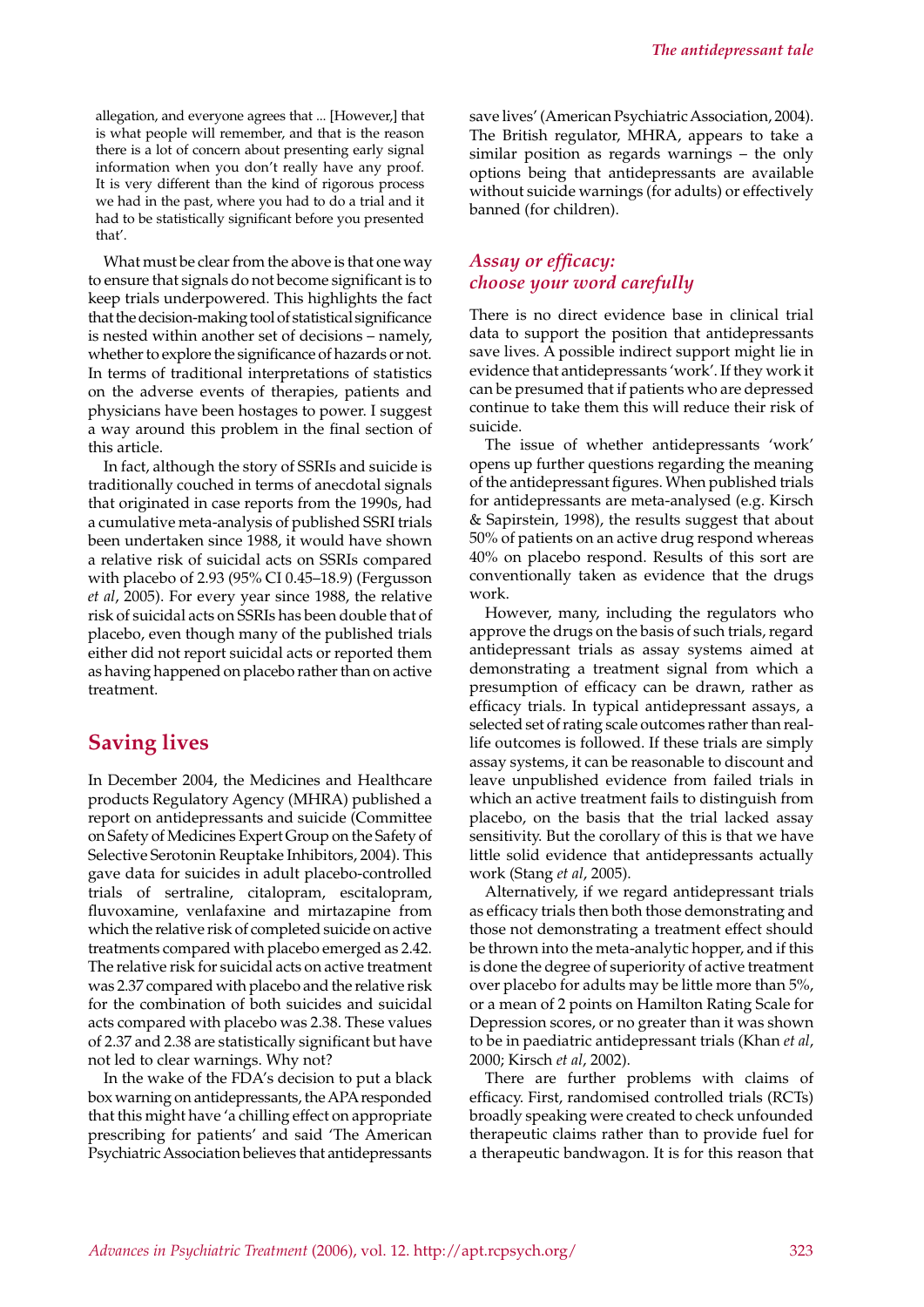allegation, and everyone agrees that ... [However,] that is what people will remember, and that is the reason there is a lot of concern about presenting early signal information when you don't really have any proof. It is very different than the kind of rigorous process we had in the past, where you had to do a trial and it had to be statistically significant before you presented that'.

What must be clear from the above is that one way to ensure that signals do not become significant is to keep trials underpowered. This highlights the fact that the decision-making tool of statistical significance is nested within another set of decisions – namely, whether to explore the significance of hazards or not. In terms of traditional interpretations of statistics on the adverse events of therapies, patients and physicians have been hostages to power. I suggest a way around this problem in the final section of this article.

In fact, although the story of SSRIs and suicide is traditionally couched in terms of anecdotal signals that originated in case reports from the 1990s, had a cumulative meta-analysis of published SSRI trials been undertaken since 1988, it would have shown a relative risk of suicidal acts on SSRIs compared with placebo of 2.93 (95% CI 0.45–18.9) (Fergusson *et al*, 2005). For every year since 1988, the relative risk of suicidal acts on SSRIs has been double that of placebo, even though many of the published trials either did not report suicidal acts or reported them as having happened on placebo rather than on active treatment.

## Saving lives

In December 2004, the Medicines and Healthcare products Regulatory Agency (MHRA) published a report on antidepressants and suicide (Committee on Safety of Medicines Expert Group on the Safety of Selective Serotonin Reuptake Inhibitors, 2004). This gave data for suicides in adult placebo-controlled trials of sertraline, citalopram, escitalopram, fluvoxamine, venlafaxine and mirtazapine from which the relative risk of completed suicide on active treatments compared with placebo emerged as 2.42. The relative risk for suicidal acts on active treatment was 2.37 compared with placebo and the relative risk for the combination of both suicides and suicidal acts compared with placebo was 2.38. These values of 2.37 and 2.38 are statistically significant but have not led to clear warnings. Why not?

In the wake of the FDA's decision to put a black box warning on antidepressants, the APA responded that this might have 'a chilling effect on appropriate prescribing for patients' and said 'The American Psychiatric Association believes that antidepressants save lives' (American Psychiatric Association, 2004). The British regulator, MHRA, appears to take a similar position as regards warnings – the only options being that antidepressants are available without suicide warnings (for adults) or effectively banned (for children).

### *Assay or efficacy: choose your word carefully*

There is no direct evidence base in clinical trial data to support the position that antidepressants save lives. A possible indirect support might lie in evidence that antidepressants 'work'. If they work it can be presumed that if patients who are depressed continue to take them this will reduce their risk of suicide.

The issue of whether antidepressants 'work' opens up further questions regarding the meaning of the antidepressant figures. When published trials for antidepressants are meta-analysed (e.g. Kirsch & Sapirstein, 1998), the results suggest that about 50% of patients on an active drug respond whereas 40% on placebo respond. Results of this sort are conventionally taken as evidence that the drugs work.

However, many, including the regulators who approve the drugs on the basis of such trials, regard antidepressant trials as assay systems aimed at demonstrating a treatment signal from which a presumption of efficacy can be drawn, rather as efficacy trials. In typical antidepressant assays, a selected set of rating scale outcomes rather than real-life outcomes is followed. If these trials are simply assay systems, it can be reasonable to discount and leave unpublished evidence from failed trials in which an active treatment fails to distinguish from placebo, on the basis that the trial lacked assay sensitivity. But the corollary of this is that we have little solid evidence that antidepressants actually work (Stang *et al*, 2005).

Alternatively, if we regard antidepressant trials as efficacy trials then both those demonstrating and those not demonstrating a treatment effect should be thrown into the meta-analytic hopper, and if this is done the degree of superiority of active treatment over placebo for adults may be little more than 5%, or a mean of 2 points on Hamilton Rating Scale for Depression scores, or no greater than it was shown to be in paediatric antidepressant trials (Khan *et al*, 2000; Kirsch *et al*, 2002).

There are further problems with claims of efficacy. First, randomised controlled trials (RCTs) broadly speaking were created to check unfounded therapeutic claims rather than to provide fuel for a therapeutic bandwagon. It is for this reason that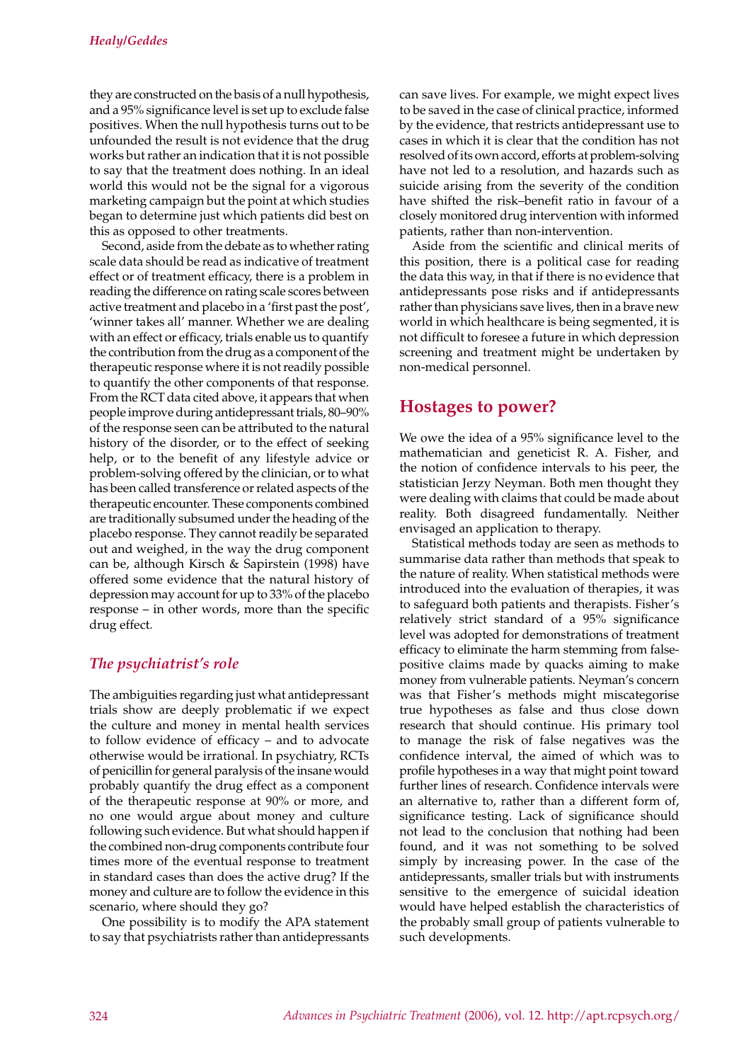they are constructed on the basis of a null hypothesis, and a 95% significance level is set up to exclude false positives. When the null hypothesis turns out to be unfounded the result is not evidence that the drug works but rather an indication that it is not possible to say that the treatment does nothing. In an ideal world this would not be the signal for a vigorous marketing campaign but the point at which studies began to determine just which patients did best on this as opposed to other treatments.

Second, aside from the debate as to whether rating scale data should be read as indicative of treatment effect or of treatment efficacy, there is a problem in reading the difference on rating scale scores between active treatment and placebo in a 'first past the post', 'winner takes all' manner. Whether we are dealing with an effect or efficacy, trials enable us to quantify the contribution from the drug as a component of the therapeutic response where it is not readily possible to quantify the other components of that response. From the RCT data cited above, it appears that when people improve during antidepressant trials, 80–90% of the response seen can be attributed to the natural history of the disorder, or to the effect of seeking help, or to the benefit of any lifestyle advice or problem-solving offered by the clinician, or to what has been called transference or related aspects of the therapeutic encounter. These components combined are traditionally subsumed under the heading of the placebo response. They cannot readily be separated out and weighed, in the way the drug component can be, although Kirsch & Sapirstein (1998) have offered some evidence that the natural history of depression may account for up to 33% of the placebo response – in other words, more than the specific drug effect.

### *The psychiatrist's role*

The ambiguities regarding just what antidepressant trials show are deeply problematic if we expect the culture and money in mental health services to follow evidence of efficacy – and to advocate otherwise would be irrational. In psychiatry, RCTs of penicillin for general paralysis of the insane would probably quantify the drug effect as a component of the therapeutic response at 90% or more, and no one would argue about money and culture following such evidence. But what should happen if the combined non-drug components contribute four times more of the eventual response to treatment in standard cases than does the active drug? If the money and culture are to follow the evidence in this scenario, where should they go?

One possibility is to modify the APA statement to say that psychiatrists rather than antidepressants can save lives. For example, we might expect lives to be saved in the case of clinical practice, informed by the evidence, that restricts antidepressant use to cases in which it is clear that the condition has not resolved of its own accord, efforts at problem-solving have not led to a resolution, and hazards such as suicide arising from the severity of the condition have shifted the risk–benefit ratio in favour of a closely monitored drug intervention with informed patients, rather than non-intervention.

Aside from the scientific and clinical merits of this position, there is a political case for reading the data this way, in that if there is no evidence that antidepressants pose risks and if antidepressants rather than physicians save lives, then in a brave new world in which healthcare is being segmented, it is not difficult to foresee a future in which depression screening and treatment might be undertaken by non-medical personnel.

## Hostages to power?

We owe the idea of a 95% significance level to the mathematician and geneticist R. A. Fisher, and the notion of confidence intervals to his peer, the statistician Jerzy Neyman. Both men thought they were dealing with claims that could be made about reality. Both disagreed fundamentally. Neither envisaged an application to therapy.

Statistical methods today are seen as methods to summarise data rather than methods that speak to the nature of reality. When statistical methods were introduced into the evaluation of therapies, it was to safeguard both patients and therapists. Fisher's relatively strict standard of a 95% significance level was adopted for demonstrations of treatment efficacy to eliminate the harm stemming from false-positive claims made by quacks aiming to make money from vulnerable patients. Neyman's concern was that Fisher's methods might miscategorise true hypotheses as false and thus close down research that should continue. His primary tool to manage the risk of false negatives was the confidence interval, the aimed of which was to profile hypotheses in a way that might point toward further lines of research. Confidence intervals were an alternative to, rather than a different form of, significance testing. Lack of significance should not lead to the conclusion that nothing had been found, and it was not something to be solved simply by increasing power. In the case of the antidepressants, smaller trials but with instruments sensitive to the emergence of suicidal ideation would have helped establish the characteristics of the probably small group of patients vulnerable to such developments.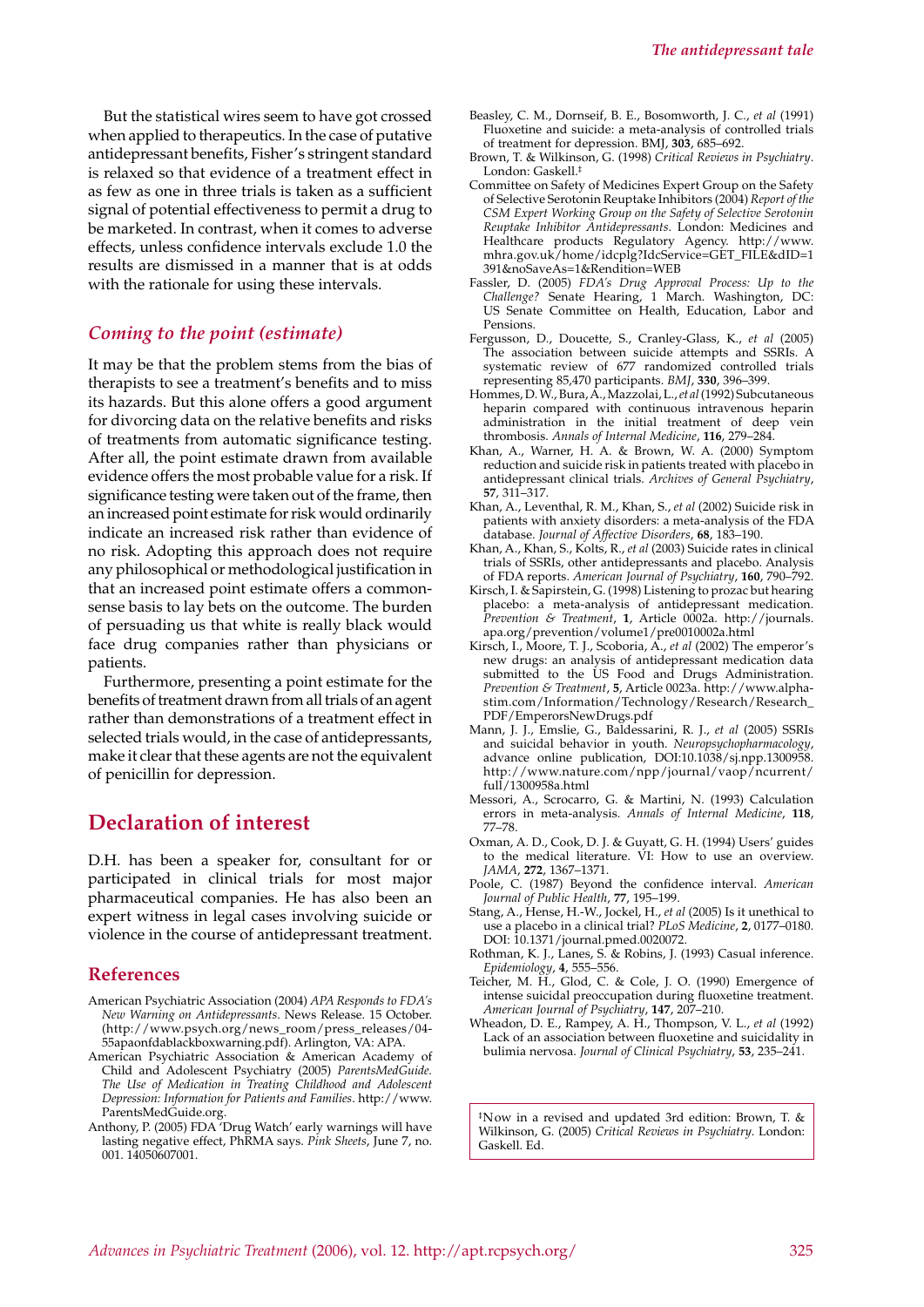But the statistical wires seem to have got crossed when applied to therapeutics. In the case of putative antidepressant benefits, Fisher's stringent standard is relaxed so that evidence of a treatment effect in as few as one in three trials is taken as a sufficient signal of potential effectiveness to permit a drug to be marketed. In contrast, when it comes to adverse effects, unless confidence intervals exclude 1.0 the results are dismissed in a manner that is at odds with the rationale for using these intervals.

### *Coming to the point (estimate)*

It may be that the problem stems from the bias of therapists to see a treatment's benefits and to miss its hazards. But this alone offers a good argument for divorcing data on the relative benefits and risks of treatments from automatic significance testing. After all, the point estimate drawn from available evidence offers the most probable value for a risk. If significance testing were taken out of the frame, then an increased point estimate for risk would ordinarily indicate an increased risk rather than evidence of no risk. Adopting this approach does not require any philosophical or methodological justification in that an increased point estimate offers a common-sense basis to lay bets on the outcome. The burden of persuading us that white is really black would face drug companies rather than physicians or patients.

Furthermore, presenting a point estimate for the benefits of treatment drawn from all trials of an agent rather than demonstrations of a treatment effect in selected trials would, in the case of antidepressants, make it clear that these agents are not the equivalent of penicillin for depression.

## Declaration of interest

D.H. has been a speaker for, consultant for or participated in clinical trials for most major pharmaceutical companies. He has also been an expert witness in legal cases involving suicide or violence in the course of antidepressant treatment.

## References

American Psychiatric Association (2004) *APA Responds to FDA's New Warning on Antidepressants*. News Release. 15 October. (http://www.psych.org/news_room/press_releases/04-55apaonfdablackboxwarning.pdf). Arlington, VA: APA.

American Psychiatric Association & American Academy of Child and Adolescent Psychiatry (2005) *ParentsMedGuide. The Use of Medication in Treating Childhood and Adolescent Depression: Information for Patients and Families*. http://www.ParentsMedGuide.org.

Anthony, P. (2005) FDA 'Drug Watch' early warnings will have lasting negative effect, PhRMA says. *Pink Sheets*, June 7, no. 001. 14050607001.

Beasley, C. M., Dornseif, B. E., Bosomworth, J. C., *et al* (1991) Fluoxetine and suicide: a meta-analysis of controlled trials of treatment for depression. BMJ, **303**, 685–692.

Brown, T. & Wilkinson, G. (1998) *Critical Reviews in Psychiatry*. London: Gaskell.[‡]

Committee on Safety of Medicines Expert Group on the Safety of Selective Serotonin Reuptake Inhibitors (2004) *Report of the CSM Expert Working Group on the Safety of Selective Serotonin Reuptake Inhibitor Antidepressants*. London: Medicines and Healthcare products Regulatory Agency. http://www.mhra.gov.uk/home/idcplg?IdcService=GET_FILE&dID=1391&noSaveAs=1&Rendition=WEB

Fassler, D. (2005) *FDA's Drug Approval Process: Up to the Challenge?* Senate Hearing, 1 March. Washington, DC: US Senate Committee on Health, Education, Labor and Pensions.

Fergusson, D., Doucette, S., Cranley-Glass, K., *et al* (2005) The association between suicide attempts and SSRIs. A systematic review of 677 randomized controlled trials representing 85,470 participants. *BMJ*, **330**, 396–399.

Hommes, D. W., Bura, A., Mazzolai, L., *et al* (1992) Subcutaneous heparin compared with continuous intravenous heparin administration in the initial treatment of deep vein thrombosis. *Annals of Internal Medicine*, **116**, 279–284.

Khan, A., Warner, H. A. & Brown, W. A. (2000) Symptom reduction and suicide risk in patients treated with placebo in antidepressant clinical trials. *Archives of General Psychiatry*, **57**, 311–317.

Khan, A., Leventhal, R. M., Khan, S., *et al* (2002) Suicide risk in patients with anxiety disorders: a meta-analysis of the FDA database. *Journal of Affective Disorders*, **68**, 183–190.

Khan, A., Khan, S., Kolts, R., *et al* (2003) Suicide rates in clinical trials of SSRIs, other antidepressants and placebo. Analysis of FDA reports. *American Journal of Psychiatry*, **160**, 790–792.

Kirsch, I. & Sapirstein, G. (1998) Listening to prozac but hearing placebo: a meta-analysis of antidepressant medication. *Prevention & Treatment*, **1**, Article 0002a. http://journals.apa.org/prevention/volume1/pre0010002a.html

Kirsch, I., Moore, T. J., Scoboria, A., *et al* (2002) The emperor's new drugs: an analysis of antidepressant medication data submitted to the US Food and Drugs Administration. *Prevention & Treatment*, **5**, Article 0023a. http://www.alpha-stim.com/Information/Technology/Research/Research_PDF/EmperorsNewDrugs.pdf

Mann, J. J., Emslie, G., Baldessarini, R. J., *et al* (2005) SSRIs and suicidal behavior in youth. *Neuropsychopharmacology*, advance online publication, DOI:10.1038/sj.npp.1300958. http://www.nature.com/npp/journal/vaop/ncurrent/full/1300958a.html

Messori, A., Scrocarro, G. & Martini, N. (1993) Calculation errors in meta-analysis. *Annals of Internal Medicine*, **118**, 77–78.

Oxman, A. D., Cook, D. J. & Guyatt, G. H. (1994) Users' guides to the medical literature. VI: How to use an overview. *JAMA*, **272**, 1367–1371.

Poole, C. (1987) Beyond the confidence interval. *American Journal of Public Health*, **77**, 195–199.

Stang, A., Hense, H.-W., Jockel, H., *et al* (2005) Is it unethical to use a placebo in a clinical trial? *PLoS Medicine*, **2**, 0177–0180. DOI: 10.1371/journal.pmed.0020072.

Rothman, K. J., Lanes, S. & Robins, J. (1993) Casual inference. *Epidemiology*, **4**, 555–556.

Teicher, M. H., Glod, C. & Cole, J. O. (1990) Emergence of intense suicidal preoccupation during fluoxetine treatment. *American Journal of Psychiatry*, **147**, 207–210.

Wheadon, D. E., Rampey, A. H., Thompson, V. L., *et al* (1992) Lack of an association between fluoxetine and suicidality in bulimia nervosa. *Journal of Clinical Psychiatry*, **53**, 235–241.

[‡]Now in a revised and updated 3rd edition: Brown, T. & Wilkinson, G. (2005) *Critical Reviews in Psychiatry*. London: Gaskell. Ed.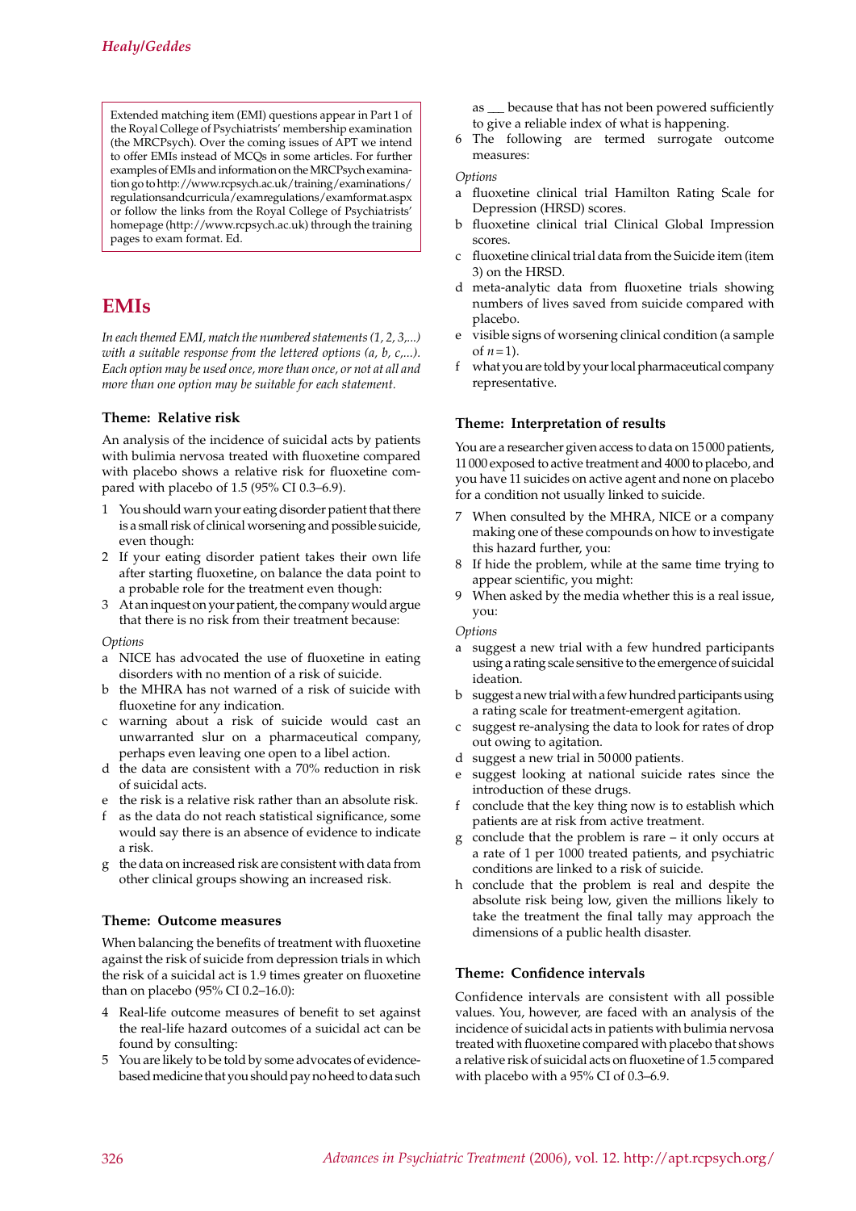Extended matching item (EMI) questions appear in Part 1 of the Royal College of Psychiatrists' membership examination (the MRCPsych). Over the coming issues of APT we intend to offer EMIs instead of MCQs in some articles. For further examples of EMIs and information on the MRCPsych examination go to http://www.rcpsych.ac.uk/training/examinations/regulationsandcurricula/examregulations/examformat.aspx or follow the links from the Royal College of Psychiatrists' homepage (http://www.rcpsych.ac.uk) through the training pages to exam format. Ed.

## EMIs

*In each themed EMI, match the numbered statements (1, 2, 3,...) with a suitable response from the lettered options (a, b, c,...). Each option may be used once, more than once, or not at all and more than one option may be suitable for each statement.*

### Theme: Relative risk

An analysis of the incidence of suicidal acts by patients with bulimia nervosa treated with fluoxetine compared with placebo shows a relative risk for fluoxetine compared with placebo of 1.5 (95% CI 0.3–6.9).

1. You should warn your eating disorder patient that there is a small risk of clinical worsening and possible suicide, even though:
2. If your eating disorder patient takes their own life after starting fluoxetine, on balance the data point to a probable role for the treatment even though:
3. At an inquest on your patient, the company would argue that there is no risk from their treatment because:

*Options*

a. NICE has advocated the use of fluoxetine in eating disorders with no mention of a risk of suicide.
b. the MHRA has not warned of a risk of suicide with fluoxetine for any indication.
c. warning about a risk of suicide would cast an unwarranted slur on a pharmaceutical company, perhaps even leaving one open to a libel action.
d. the data are consistent with a 70% reduction in risk of suicidal acts.
e. the risk is a relative risk rather than an absolute risk.
f. as the data do not reach statistical significance, some would say there is an absence of evidence to indicate a risk.
g. the data on increased risk are consistent with data from other clinical groups showing an increased risk.

### Theme: Outcome measures

When balancing the benefits of treatment with fluoxetine against the risk of suicide from depression trials in which the risk of a suicidal act is 1.9 times greater on fluoxetine than on placebo (95% CI 0.2–16.0):

4. Real-life outcome measures of benefit to set against the real-life hazard outcomes of a suicidal act can be found by consulting:
5. You are likely to be told by some advocates of evidence-based medicine that you should pay no heed to data such as ___ because that has not been powered sufficiently to give a reliable index of what is happening.
6. The following are termed surrogate outcome measures:

*Options*

a. fluoxetine clinical trial Hamilton Rating Scale for Depression (HRSD) scores.
b. fluoxetine clinical trial Clinical Global Impression scores.
c. fluoxetine clinical trial data from the Suicide item (item 3) on the HRSD.
d. meta-analytic data from fluoxetine trials showing numbers of lives saved from suicide compared with placebo.
e. visible signs of worsening clinical condition (a sample of $n = 1$).
f. what you are told by your local pharmaceutical company representative.

### Theme: Interpretation of results

You are a researcher given access to data on 15 000 patients, 11 000 exposed to active treatment and 4000 to placebo, and you have 11 suicides on active agent and none on placebo for a condition not usually linked to suicide.

7. When consulted by the MHRA, NICE or a company making one of these compounds on how to investigate this hazard further, you:
8. If hide the problem, while at the same time trying to appear scientific, you might:
9. When asked by the media whether this is a real issue, you:

*Options*

a. suggest a new trial with a few hundred participants using a rating scale sensitive to the emergence of suicidal ideation.
b. suggest a new trial with a few hundred participants using a rating scale for treatment-emergent agitation.
c. suggest re-analysing the data to look for rates of drop out owing to agitation.
d. suggest a new trial in 50 000 patients.
e. suggest looking at national suicide rates since the introduction of these drugs.
f. conclude that the key thing now is to establish which patients are at risk from active treatment.
g. conclude that the problem is rare – it only occurs at a rate of 1 per 1000 treated patients, and psychiatric conditions are linked to a risk of suicide.
h. conclude that the problem is real and despite the absolute risk being low, given the millions likely to take the treatment the final tally may approach the dimensions of a public health disaster.

### Theme: Confidence intervals

Confidence intervals are consistent with all possible values. You, however, are faced with an analysis of the incidence of suicidal acts in patients with bulimia nervosa treated with fluoxetine compared with placebo that shows a relative risk of suicidal acts on fluoxetine of 1.5 compared with placebo with a 95% CI of 0.3–6.9.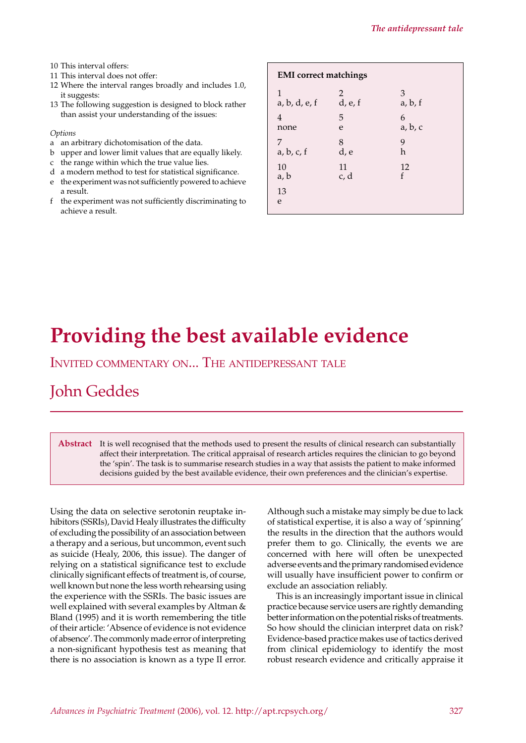10 This interval offers:
11 This interval does not offer:
12 Where the interval ranges broadly and includes 1.0, it suggests:
13 The following suggestion is designed to block rather than assist your understanding of the issues:

*Options*

a an arbitrary dichotomisation of the data.
b upper and lower limit values that are equally likely.
c the range within which the true value lies.
d a modern method to test for statistical significance.
e the experiment was not sufficiently powered to achieve a result.
f the experiment was not sufficiently discriminating to achieve a result.

**EMI correct matchings**

| | | |
|---|---|---|
| 1<br>a, b, d, e, f | 2<br>d, e, f | 3<br>a, b, f |
| 4<br>none | 5<br>e | 6<br>a, b, c |
| 7<br>a, b, c, f | 8<br>d, e | 9<br>h |
| 10<br>a, b | 11<br>c, d | 12<br>f |
| 13<br>e | | |

# Providing the best available evidence

## Invited commentary on... The antidepressant tale

## John Geddes

**Abstract** It is well recognised that the methods used to present the results of clinical research can substantially affect their interpretation. The critical appraisal of research articles requires the clinician to go beyond the 'spin'. The task is to summarise research studies in a way that assists the patient to make informed decisions guided by the best available evidence, their own preferences and the clinician's expertise.

Using the data on selective serotonin reuptake inhibitors (SSRIs), David Healy illustrates the difficulty of excluding the possibility of an association between a therapy and a serious, but uncommon, event such as suicide (Healy, 2006, this issue). The danger of relying on a statistical significance test to exclude clinically significant effects of treatment is, of course, well known but none the less worth rehearsing using the experience with the SSRIs. The basic issues are well explained with several examples by Altman & Bland (1995) and it is worth remembering the title of their article: 'Absence of evidence is not evidence of absence'. The commonly made error of interpreting a non-significant hypothesis test as meaning that there is no association is known as a type II error. Although such a mistake may simply be due to lack of statistical expertise, it is also a way of 'spinning' the results in the direction that the authors would prefer them to go. Clinically, the events we are concerned with here will often be unexpected adverse events and the primary randomised evidence will usually have insufficient power to confirm or exclude an association reliably.

This is an increasingly important issue in clinical practice because service users are rightly demanding better information on the potential risks of treatments. So how should the clinician interpret data on risk? Evidence-based practice makes use of tactics derived from clinical epidemiology to identify the most robust research evidence and critically appraise it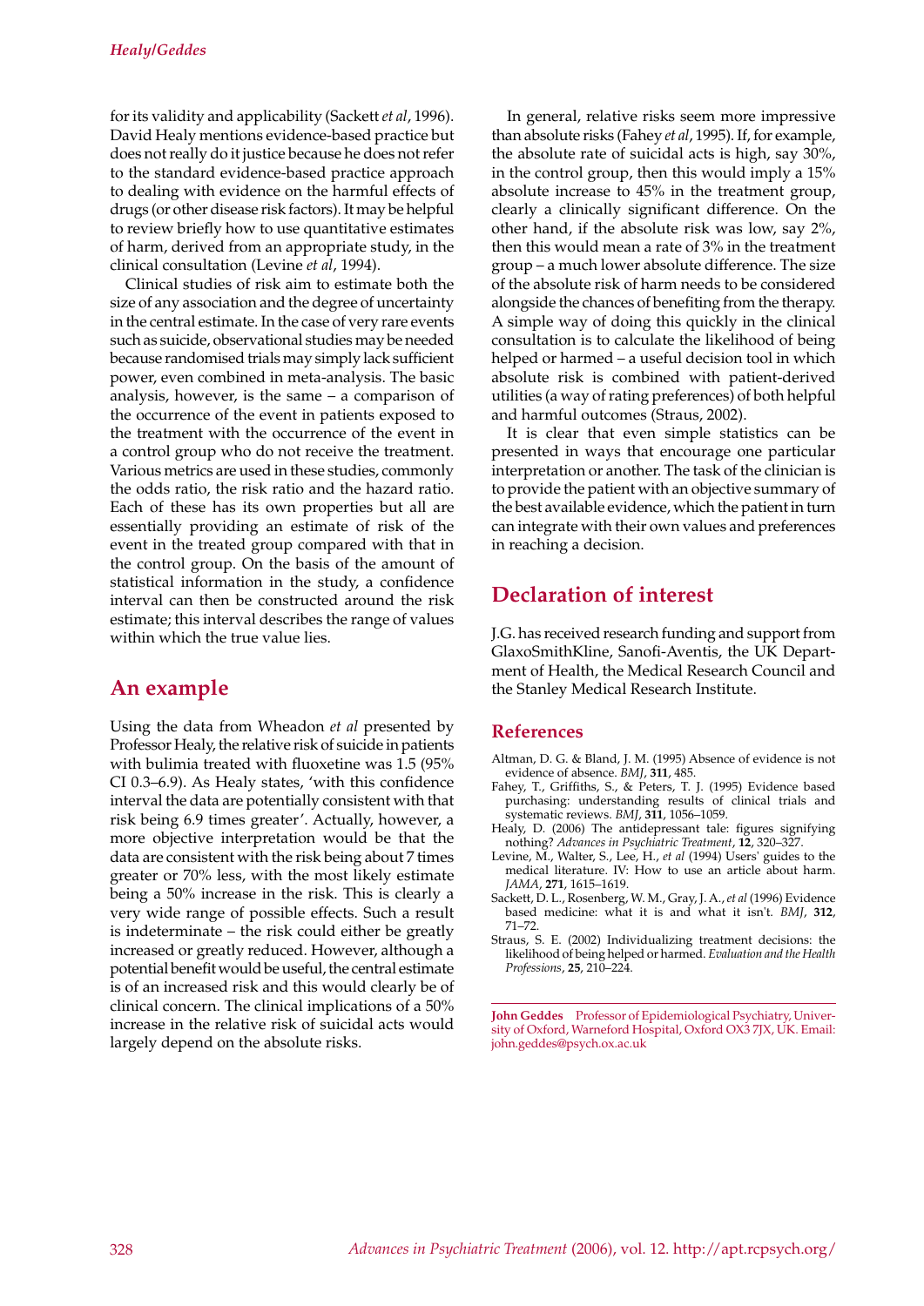for its validity and applicability (Sackett *et al*, 1996). David Healy mentions evidence-based practice but does not really do it justice because he does not refer to the standard evidence-based practice approach to dealing with evidence on the harmful effects of drugs (or other disease risk factors). It may be helpful to review briefly how to use quantitative estimates of harm, derived from an appropriate study, in the clinical consultation (Levine *et al*, 1994).

Clinical studies of risk aim to estimate both the size of any association and the degree of uncertainty in the central estimate. In the case of very rare events such as suicide, observational studies may be needed because randomised trials may simply lack sufficient power, even combined in meta-analysis. The basic analysis, however, is the same – a comparison of the occurrence of the event in patients exposed to the treatment with the occurrence of the event in a control group who do not receive the treatment. Various metrics are used in these studies, commonly the odds ratio, the risk ratio and the hazard ratio. Each of these has its own properties but all are essentially providing an estimate of risk of the event in the treated group compared with that in the control group. On the basis of the amount of statistical information in the study, a confidence interval can then be constructed around the risk estimate; this interval describes the range of values within which the true value lies.

## An example

Using the data from Wheadon *et al* presented by Professor Healy, the relative risk of suicide in patients with bulimia treated with fluoxetine was 1.5 (95% CI 0.3–6.9). As Healy states, 'with this confidence interval the data are potentially consistent with that risk being 6.9 times greater'. Actually, however, a more objective interpretation would be that the data are consistent with the risk being about 7 times greater or 70% less, with the most likely estimate being a 50% increase in the risk. This is clearly a very wide range of possible effects. Such a result is indeterminate – the risk could either be greatly increased or greatly reduced. However, although a potential benefit would be useful, the central estimate is of an increased risk and this would clearly be of clinical concern. The clinical implications of a 50% increase in the relative risk of suicidal acts would largely depend on the absolute risks.

In general, relative risks seem more impressive than absolute risks (Fahey *et al*, 1995). If, for example, the absolute rate of suicidal acts is high, say 30%, in the control group, then this would imply a 15% absolute increase to 45% in the treatment group, clearly a clinically significant difference. On the other hand, if the absolute risk was low, say 2%, then this would mean a rate of 3% in the treatment group – a much lower absolute difference. The size of the absolute risk of harm needs to be considered alongside the chances of benefiting from the therapy. A simple way of doing this quickly in the clinical consultation is to calculate the likelihood of being helped or harmed – a useful decision tool in which absolute risk is combined with patient-derived utilities (a way of rating preferences) of both helpful and harmful outcomes (Straus, 2002).

It is clear that even simple statistics can be presented in ways that encourage one particular interpretation or another. The task of the clinician is to provide the patient with an objective summary of the best available evidence, which the patient in turn can integrate with their own values and preferences in reaching a decision.

## Declaration of interest

J.G. has received research funding and support from GlaxoSmithKline, Sanofi-Aventis, the UK Department of Health, the Medical Research Council and the Stanley Medical Research Institute.

## References

Altman, D. G. & Bland, J. M. (1995) Absence of evidence is not evidence of absence. *BMJ*, **311**, 485.

Fahey, T., Griffiths, S., & Peters, T. J. (1995) Evidence based purchasing: understanding results of clinical trials and systematic reviews. *BMJ*, **311**, 1056–1059.

Healy, D. (2006) The antidepressant tale: figures signifying nothing? *Advances in Psychiatric Treatment*, **12**, 320–327.

Levine, M., Walter, S., Lee, H., *et al* (1994) Users' guides to the medical literature. IV: How to use an article about harm. *JAMA*, **271**, 1615–1619.

Sackett, D. L., Rosenberg, W. M., Gray, J. A., *et al* (1996) Evidence based medicine: what it is and what it isn't. *BMJ*, **312**, 71–72.

Straus, S. E. (2002) Individualizing treatment decisions: the likelihood of being helped or harmed. *Evaluation and the Health Professions*, **25**, 210–224.

**John Geddes** Professor of Epidemiological Psychiatry, University of Oxford, Warneford Hospital, Oxford OX3 7JX, UK. Email: john.geddes@psych.ox.ac.uk